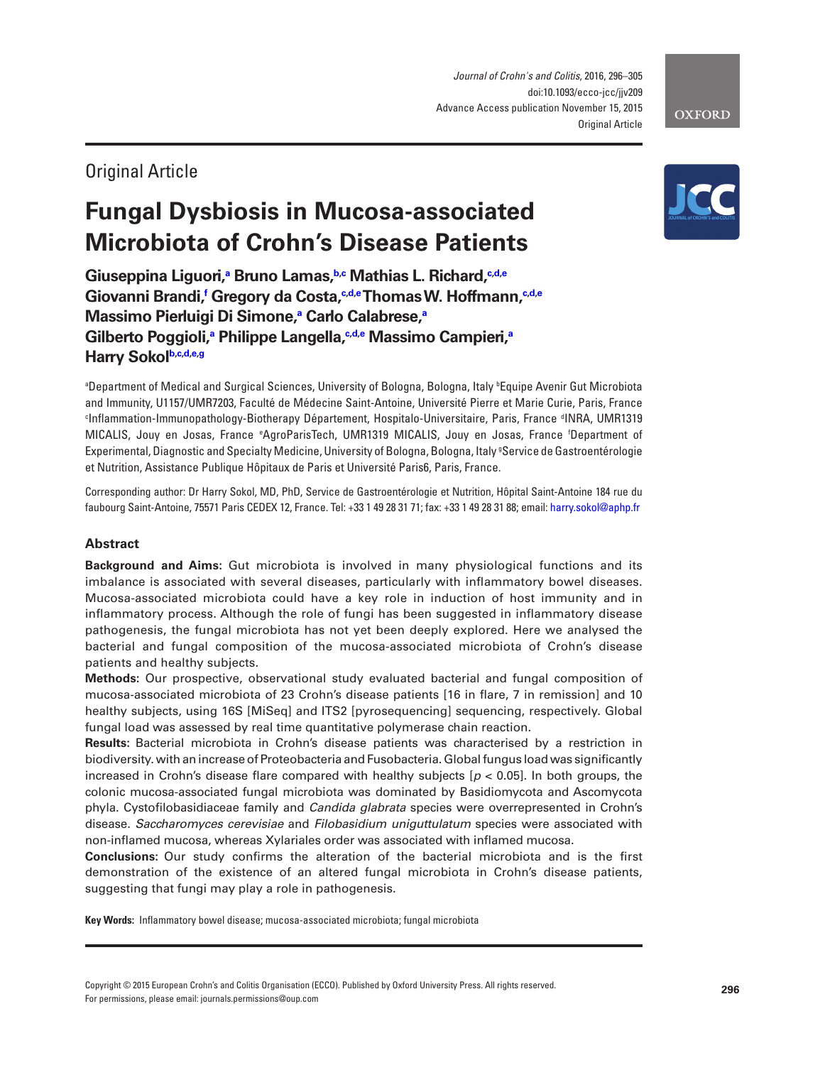Original Article

# Fungal Dysbiosis in Mucosa-associated Microbiota of Crohn's Disease Patients

**Giuseppina Liguori,[a] Bruno Lamas,[b,c] Mathias L. Richard,[c,d,e] Giovanni Brandi,[f] Gregory da Costa,[c,d,e] Thomas W. Hoffmann,[c,d,e] Massimo Pierluigi Di Simone,[a] Carlo Calabrese,[a] Gilberto Poggioli,[a] Philippe Langella,[c,d,e] Massimo Campieri,[a] Harry Sokol[b,c,d,e,g]**

[a]Department of Medical and Surgical Sciences, University of Bologna, Bologna, Italy [b]Equipe Avenir Gut Microbiota and Immunity, U1157/UMR7203, Faculté de Médecine Saint-Antoine, Université Pierre et Marie Curie, Paris, France [c]Inflammation-Immunopathology-Biotherapy Département, Hospitalo-Universitaire, Paris, France [d]INRA, UMR1319 MICALIS, Jouy en Josas, France [e]AgroParisTech, UMR1319 MICALIS, Jouy en Josas, France [f]Department of Experimental, Diagnostic and Specialty Medicine, University of Bologna, Bologna, Italy [g]Service de Gastroentérologie et Nutrition, Assistance Publique Hôpitaux de Paris et Université Paris6, Paris, France.

Corresponding author: Dr Harry Sokol, MD, PhD, Service de Gastroentérologie et Nutrition, Hôpital Saint-Antoine 184 rue du faubourg Saint-Antoine, 75571 Paris CEDEX 12, France. Tel: +33 1 49 28 31 71; fax: +33 1 49 28 31 88; email: harry.sokol@aphp.fr

## Abstract

**Background and Aims:** Gut microbiota is involved in many physiological functions and its imbalance is associated with several diseases, particularly with inflammatory bowel diseases. Mucosa-associated microbiota could have a key role in induction of host immunity and in inflammatory process. Although the role of fungi has been suggested in inflammatory disease pathogenesis, the fungal microbiota has not yet been deeply explored. Here we analysed the bacterial and fungal composition of the mucosa-associated microbiota of Crohn's disease patients and healthy subjects.

**Methods:** Our prospective, observational study evaluated bacterial and fungal composition of mucosa-associated microbiota of 23 Crohn's disease patients [16 in flare, 7 in remission] and 10 healthy subjects, using 16S [MiSeq] and ITS2 [pyrosequencing] sequencing, respectively. Global fungal load was assessed by real time quantitative polymerase chain reaction.

**Results:** Bacterial microbiota in Crohn's disease patients was characterised by a restriction in biodiversity. with an increase of Proteobacteria and Fusobacteria. Global fungus load was significantly increased in Crohn's disease flare compared with healthy subjects [$p < 0.05$]. In both groups, the colonic mucosa-associated fungal microbiota was dominated by Basidiomycota and Ascomycota phyla. Cystofilobasidiaceae family and *Candida glabrata* species were overrepresented in Crohn's disease. *Saccharomyces cerevisiae* and *Filobasidium uniguttulatum* species were associated with non-inflamed mucosa, whereas Xylariales order was associated with inflamed mucosa.

**Conclusions:** Our study confirms the alteration of the bacterial microbiota and is the first demonstration of the existence of an altered fungal microbiota in Crohn's disease patients, suggesting that fungi may play a role in pathogenesis.

**Key Words:** Inflammatory bowel disease; mucosa-associated microbiota; fungal microbiota

Copyright © 2015 European Crohn's and Colitis Organisation (ECCO). Published by Oxford University Press. All rights reserved. For permissions, please email: journals.permissions@oup.com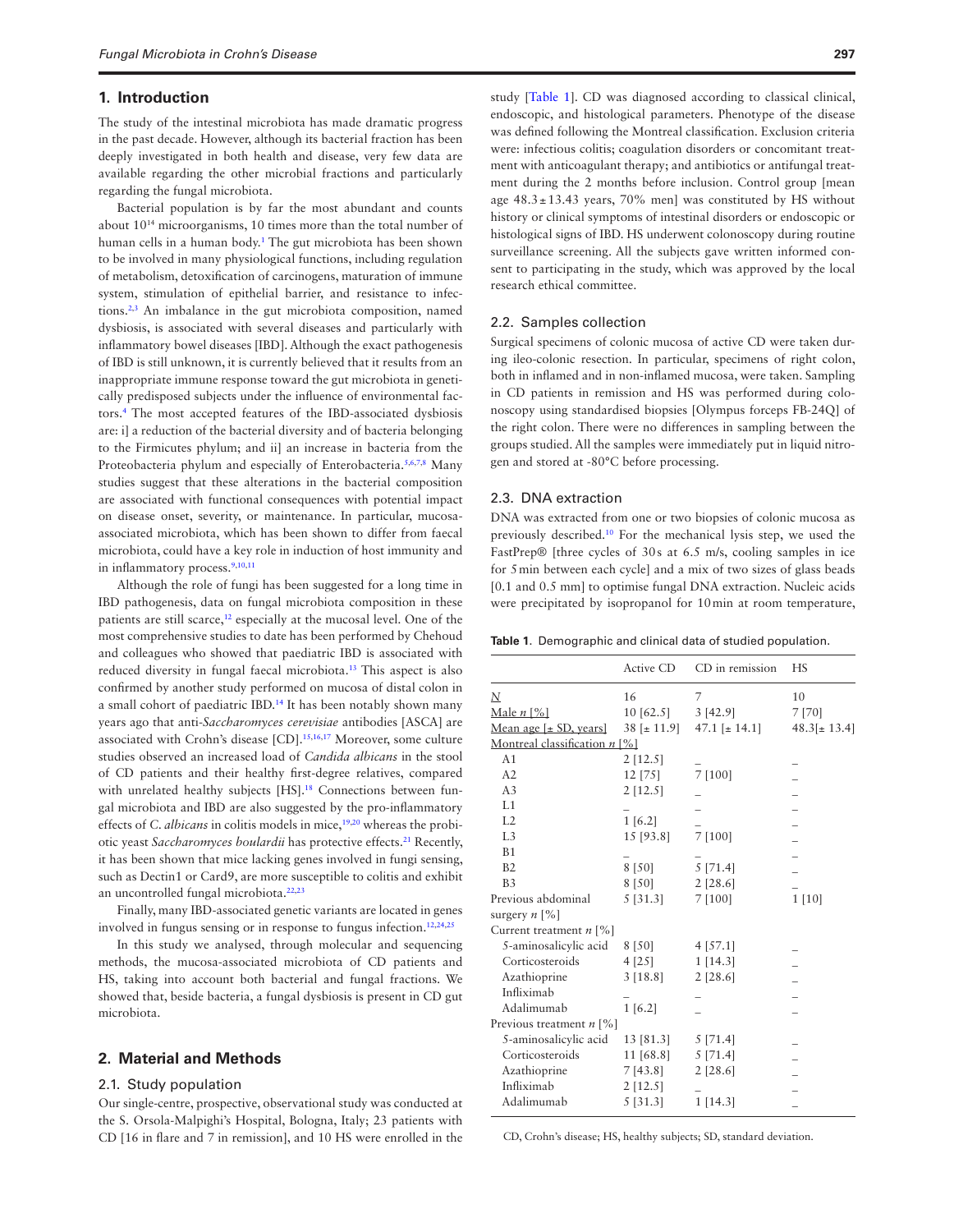## 1. Introduction

The study of the intestinal microbiota has made dramatic progress in the past decade. However, although its bacterial fraction has been deeply investigated in both health and disease, very few data are available regarding the other microbial fractions and particularly regarding the fungal microbiota.

Bacterial population is by far the most abundant and counts about $10^{14}$ microorganisms, 10 times more than the total number of human cells in a human body.[1] The gut microbiota has been shown to be involved in many physiological functions, including regulation of metabolism, detoxification of carcinogens, maturation of immune system, stimulation of epithelial barrier, and resistance to infections.[2,3] An imbalance in the gut microbiota composition, named dysbiosis, is associated with several diseases and particularly with inflammatory bowel diseases [IBD]. Although the exact pathogenesis of IBD is still unknown, it is currently believed that it results from an inappropriate immune response toward the gut microbiota in genetically predisposed subjects under the influence of environmental factors.[4] The most accepted features of the IBD-associated dysbiosis are: i] a reduction of the bacterial diversity and of bacteria belonging to the Firmicutes phylum; and ii] an increase in bacteria from the Proteobacteria phylum and especially of Enterobacteria.[5,6,7,8] Many studies suggest that these alterations in the bacterial composition are associated with functional consequences with potential impact on disease onset, severity, or maintenance. In particular, mucosa-associated microbiota, which has been shown to differ from faecal microbiota, could have a key role in induction of host immunity and in inflammatory process.[9,10,11]

Although the role of fungi has been suggested for a long time in IBD pathogenesis, data on fungal microbiota composition in these patients are still scarce,[12] especially at the mucosal level. One of the most comprehensive studies to date has been performed by Chehoud and colleagues who showed that paediatric IBD is associated with reduced diversity in fungal faecal microbiota.[13] This aspect is also confirmed by another study performed on mucosa of distal colon in a small cohort of paediatric IBD.[14] It has been notably shown many years ago that anti-*Saccharomyces cerevisiae* antibodies [ASCA] are associated with Crohn's disease [CD].[15,16,17] Moreover, some culture studies observed an increased load of *Candida albicans* in the stool of CD patients and their healthy first-degree relatives, compared with unrelated healthy subjects [HS].[18] Connections between fungal microbiota and IBD are also suggested by the pro-inflammatory effects of *C. albicans* in colitis models in mice,[19,20] whereas the probiotic yeast *Saccharomyces boulardii* has protective effects.[21] Recently, it has been shown that mice lacking genes involved in fungi sensing, such as Dectin1 or Card9, are more susceptible to colitis and exhibit an uncontrolled fungal microbiota.[22,23]

Finally, many IBD-associated genetic variants are located in genes involved in fungus sensing or in response to fungus infection.[12,24,25]

In this study we analysed, through molecular and sequencing methods, the mucosa-associated microbiota of CD patients and HS, taking into account both bacterial and fungal fractions. We showed that, beside bacteria, a fungal dysbiosis is present in CD gut microbiota.

## 2. Material and Methods

### 2.1. Study population

Our single-centre, prospective, observational study was conducted at the S. Orsola-Malpighi's Hospital, Bologna, Italy; 23 patients with CD [16 in flare and 7 in remission], and 10 HS were enrolled in the study [Table 1]. CD was diagnosed according to classical clinical, endoscopic, and histological parameters. Phenotype of the disease was defined following the Montreal classification. Exclusion criteria were: infectious colitis; coagulation disorders or concomitant treatment with anticoagulant therapy; and antibiotics or antifungal treatment during the 2 months before inclusion. Control group [mean age 48.3 ± 13.43 years, 70% men] was constituted by HS without history or clinical symptoms of intestinal disorders or endoscopic or histological signs of IBD. HS underwent colonoscopy during routine surveillance screening. All the subjects gave written informed consent to participating in the study, which was approved by the local research ethical committee.

### 2.2. Samples collection

Surgical specimens of colonic mucosa of active CD were taken during ileo-colonic resection. In particular, specimens of right colon, both in inflamed and in non-inflamed mucosa, were taken. Sampling in CD patients in remission and HS was performed during colonoscopy using standardised biopsies [Olympus forceps FB-24Q] of the right colon. There were no differences in sampling between the groups studied. All the samples were immediately put in liquid nitrogen and stored at -80°C before processing.

### 2.3. DNA extraction

DNA was extracted from one or two biopsies of colonic mucosa as previously described.[10] For the mechanical lysis step, we used the FastPrep® [three cycles of 30 s at 6.5 m/s, cooling samples in ice for 5 min between each cycle] and a mix of two sizes of glass beads [0.1 and 0.5 mm] to optimise fungal DNA extraction. Nucleic acids were precipitated by isopropanol for 10 min at room temperature,

**Table 1**. Demographic and clinical data of studied population.

| | Active CD | CD in remission | HS |
|---|---|---|---|
| *N* | 16 | 7 | 10 |
| Male *n* [%] | 10 [62.5] | 3 [42.9] | 7 [70] |
| Mean age [± SD, years] | 38 [± 11.9] | 47.1 [± 14.1] | 48.3[± 13.4] |
| Montreal classification *n* [%] | | | |
| A1 | 2 [12.5] | _ | _ |
| A2 | 12 [75] | 7 [100] | _ |
| A3 | 2 [12.5] | _ | _ |
| L1 | _ | _ | _ |
| L2 | 1 [6.2] | _ | _ |
| L3 | 15 [93.8] | 7 [100] | _ |
| B1 | _ | _ | _ |
| B2 | 8 [50] | 5 [71.4] | _ |
| B3 | 8 [50] | 2 [28.6] | _ |
| Previous abdominal surgery *n* [%] | 5 [31.3] | 7 [100] | 1 [10] |
| Current treatment *n* [%] | | | |
| 5-aminosalicylic acid | 8 [50] | 4 [57.1] | _ |
| Corticosteroids | 4 [25] | 1 [14.3] | _ |
| Azathioprine | 3 [18.8] | 2 [28.6] | _ |
| Infliximab | _ | _ | _ |
| Adalimumab | 1 [6.2] | _ | _ |
| Previous treatment *n* [%] | | | |
| 5-aminosalicylic acid | 13 [81.3] | 5 [71.4] | _ |
| Corticosteroids | 11 [68.8] | 5 [71.4] | _ |
| Azathioprine | 7 [43.8] | 2 [28.6] | _ |
| Infliximab | 2 [12.5] | _ | _ |
| Adalimumab | 5 [31.3] | 1 [14.3] | _ |

CD, Crohn's disease; HS, healthy subjects; SD, standard deviation.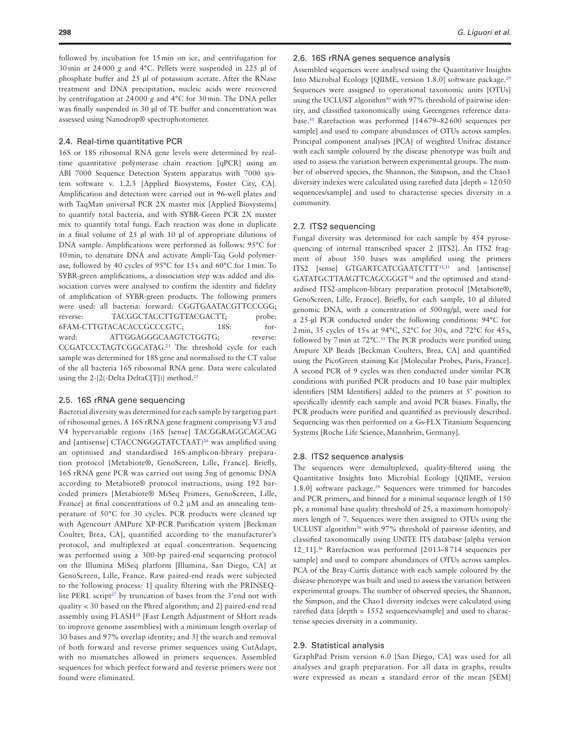followed by incubation for 15 min on ice, and centrifugation for 30 min at 24 000 *g* and 4°C. Pellets were suspended in 225 µl of phosphate buffer and 25 µl of potassium acetate. After the RNase treatment and DNA precipitation, nucleic acids were recovered by centrifugation at 24 000 *g* and 4°C for 30 min. The DNA pellet was finally suspended in 30 µl of TE buffer and concentration was assessed using Nanodrop® spectrophotometer.

## 2.4. Real-time quantitative PCR

16S or 18S ribosomal RNA gene levels were determined by real-time quantitative polymerase chain reaction [qPCR] using an ABI 7000 Sequence Detection System apparatus with 7000 system software v. 1.2.3 [Applied Biosystems, Foster City, CA]. Amplification and detection were carried out in 96-well plates and with TaqMan universal PCR 2X master mix [Applied Biosystems] to quantify total bacteria, and with SYBR-Green PCR 2X master mix to quantify total fungi. Each reaction was done in duplicate in a final volume of 25 µl with 10 µl of appropriate dilutions of DNA sample. Amplifications were performed as follows: 95°C for 10 min, to denature DNA and activate Ampli-Taq Gold polymerase, followed by 40 cycles of 95°C for 15 s and 60°C for 1 min. To SYBR-green amplifications, a dissociation step was added and dissociation curves were analysed to confirm the identity and fidelity of amplification of SYBR-green products. The following primers were used: all bacteria: forward: CGGTGAATACGTTCCCGG; reverse: TACGGCTACCTTGTTACGACTT; probe: 6FAM-CTTGTACACACCGCCCGTC; 18S: forward: ATTGGAGGGCAAGTCTGGTG; reverse: CCGATCCCTAGTCGGCATAG.[23] The threshold cycle for each sample was determined for 18S gene and normalised to the CT value of the all bacteria 16S ribosomal RNA gene. Data were calculated using the 2-{2(-Delta DeltaC[T])} method.[23]

## 2.5. 16S rRNA gene sequencing

Bacterial diversity was determined for each sample by targeting part of ribosomal genes. A 16S rRNA gene fragment comprising V3 and V4 hypervariable regions (16S [sense] TACGGRAGGCAGCAG and [antisense] CTACCNGGGTATCTAAT)[26] was amplified using an optimised and standardised 16S-amplicon-library preparation protocol [Metabiote®, GenoScreen, Lille, France]. Briefly, 16S rRNA gene PCR was carried out using 5ng of genomic DNA according to Metabiote® protocol instructions, using 192 barcoded primers [Metabiote® MiSeq Primers, GenoScreen, Lille, France] at final concentrations of 0.2 µM and an annealing temperature of 50°C for 30 cycles. PCR products were cleaned up with Agencourt AMPure XP-PCR Purification system [Beckman Coulter, Brea, CA], quantified according to the manufacturer's protocol, and multiplexed at equal concentration. Sequencing was performed using a 300-bp paired-end sequencing protocol on the Illumina MiSeq platform [Illumina, San Diego, CA] at GenoScreen, Lille, France. Raw paired-end reads were subjected to the following process: 1] quality filtering with the PRINSEQ-lite PERL script[27] by truncation of bases from the 3'end not with quality < 30 based on the Phred algorithm; and 2] paired-end read assembly using FLASH[28] [Fast Length Adjustment of SHort reads to improve genome assemblies] with a minimum length overlap of 30 bases and 97% overlap identity; and 3] the search and removal of both forward and reverse primer sequences using CutAdapt, with no mismatches allowed in primers sequences. Assembled sequences for which perfect forward and reverse primers were not found were eliminated.

## 2.6. 16S rRNA genes sequence analysis

Assembled sequences were analysed using the Quantitative Insights Into Microbial Ecology [QIIME, version 1.8.0] software package.[29] Sequences were assigned to operational taxonomic units [OTUs] using the UCLUST algorithm[30] with 97% threshold of pairwise identity, and classified taxonomically using Greengenes reference database.[31] Rarefaction was performed [14 679–82 600 sequences per sample] and used to compare abundances of OTUs across samples. Principal component analyses [PCA] of weighted Unifrac distance with each sample coloured by the disease phenotype was built and used to assess the variation between experimental groups. The number of observed species, the Shannon, the Simpson, and the Chao1 diversity indexes were calculated using rarefied data [depth = 12 050 sequences/sample] and used to characterise species diversity in a community.

## 2.7. ITS2 sequencing

Fungal diversity was determined for each sample by 454 pyrosequencing of internal transcribed spacer 2 [ITS2]. An ITS2 fragment of about 350 bases was amplified using the primers ITS2 [sense] GTGARTCATCGAATCTTT[32,33] and [antisense] GATATGCTTAAGTTCAGCGGGT[34] and the optimised and standardised ITS2-amplicon-library preparation protocol [Metabiote®, GenoScreen, Lille, France]. Briefly, for each sample, 10 µl diluted genomic DNA, with a concentration of 500 ng/µl, were used for a 25-µl PCR conducted under the following conditions: 94°C for 2 min, 35 cycles of 15 s at 94°C, 52°C for 30 s, and 72°C for 45 s, followed by 7 min at 72°C.[35] The PCR products were purified using Ampure XP Beads [Beckman Coulters, Brea, CA] and quantified using the PicoGreen staining Kit [Molecular Probes, Paris, France]. A second PCR of 9 cycles was then conducted under similar PCR conditions with purified PCR products and 10 base pair multiplex identifiers [SIM Identifiers] added to the primers at 5' position to specifically identify each sample and avoid PCR biases. Finally, the PCR products were purified and quantified as previously described. Sequencing was then performed on a Gs-FLX Titanium Sequencing Systems [Roche Life Science, Mannheim, Germany].

## 2.8. ITS2 sequence analysis

The sequences were demultiplexed, quality-filtered using the Quantitative Insights Into Microbial Ecology [QIIME, version 1.8.0] software package.[29] Sequences were trimmed for barcodes and PCR primers, and binned for a minimal sequence length of 150 pb, a minimal base quality threshold of 25, a maximum homopolymers length of 7. Sequences were then assigned to OTUs using the UCLUST algorithm[30] with 97% threshold of pairwise identity, and classified taxonomically using UNITE ITS database [alpha version 12_11].[36] Rarefaction was performed [2 013–8 714 sequences per sample] and used to compare abundances of OTUs across samples. PCA of the Bray-Curtis distance with each sample coloured by the disease phenotype was built and used to assess the variation between experimental groups. The number of observed species, the Shannon, the Simpson, and the Chao1 diversity indexes were calculated using rarefied data [depth = 1552 sequences/sample] and used to characterise species diversity in a community.

## 2.9. Statistical analysis

GraphPad Prism version 6.0 [San Diego, CA] was used for all analyses and graph preparation. For all data in graphs, results were expressed as mean ± standard error of the mean [SEM]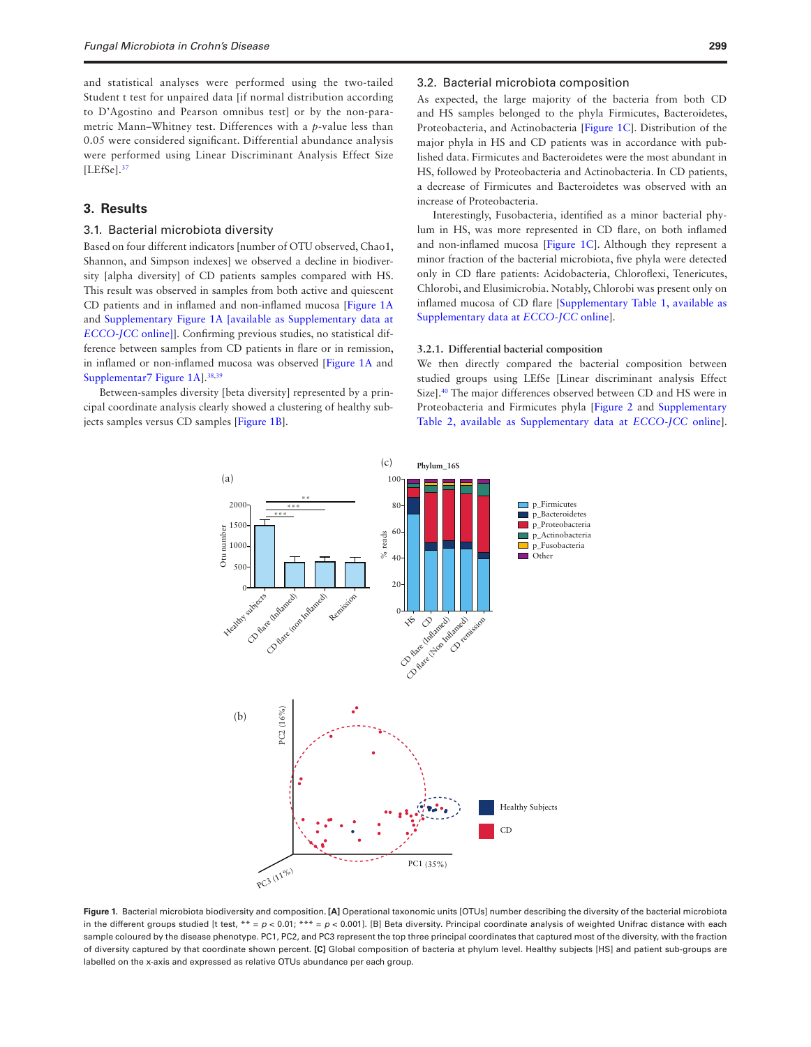and statistical analyses were performed using the two-tailed Student t test for unpaired data [if normal distribution according to D'Agostino and Pearson omnibus test] or by the non-parametric Mann–Whitney test. Differences with a $p$-value less than 0.05 were considered significant. Differential abundance analysis were performed using Linear Discriminant Analysis Effect Size [LEfSe].[37]

## 3. Results

### 3.1. Bacterial microbiota diversity

Based on four different indicators [number of OTU observed, Chao1, Shannon, and Simpson indexes] we observed a decline in biodiversity [alpha diversity] of CD patients samples compared with HS. This result was observed in samples from both active and quiescent CD patients and in inflamed and non-inflamed mucosa [Figure 1A and Supplementary Figure 1A [available as Supplementary data at *ECCO-JCC* online]]. Confirming previous studies, no statistical difference between samples from CD patients in flare or in remission, in inflamed or non-inflamed mucosa was observed [Figure 1A and Supplementar7 Figure 1A].[38,39]

Between-samples diversity [beta diversity] represented by a principal coordinate analysis clearly showed a clustering of healthy subjects samples versus CD samples [Figure 1B].

### 3.2. Bacterial microbiota composition

As expected, the large majority of the bacteria from both CD and HS samples belonged to the phyla Firmicutes, Bacteroidetes, Proteobacteria, and Actinobacteria [Figure 1C]. Distribution of the major phyla in HS and CD patients was in accordance with published data. Firmicutes and Bacteroidetes were the most abundant in HS, followed by Proteobacteria and Actinobacteria. In CD patients, a decrease of Firmicutes and Bacteroidetes was observed with an increase of Proteobacteria.

Interestingly, Fusobacteria, identified as a minor bacterial phylum in HS, was more represented in CD flare, on both inflamed and non-inflamed mucosa [Figure 1C]. Although they represent a minor fraction of the bacterial microbiota, five phyla were detected only in CD flare patients: Acidobacteria, Chloroflexi, Tenericutes, Chlorobi, and Elusimicrobia. Notably, Chlorobi was present only on inflamed mucosa of CD flare [Supplementary Table 1, available as Supplementary data at *ECCO-JCC* online].

#### 3.2.1. Differential bacterial composition

We then directly compared the bacterial composition between studied groups using LEfSe [Linear discriminant analysis Effect Size].[40] The major differences observed between CD and HS were in Proteobacteria and Firmicutes phyla [Figure 2 and Supplementary Table 2, available as Supplementary data at *ECCO-JCC* online].

**Figure 1.** Bacterial microbiota biodiversity and composition. **[A]** Operational taxonomic units [OTUs] number describing the diversity of the bacterial microbiota in the different groups studied [t test, ** = $p < 0.01$; *** = $p < 0.001$]. [B] Beta diversity. Principal coordinate analysis of weighted Unifrac distance with each sample coloured by the disease phenotype. PC1, PC2, and PC3 represent the top three principal coordinates that captured most of the diversity, with the fraction of diversity captured by that coordinate shown percent. **[C]** Global composition of bacteria at phylum level. Healthy subjects [HS] and patient sub-groups are labelled on the x-axis and expressed as relative OTUs abundance per each group.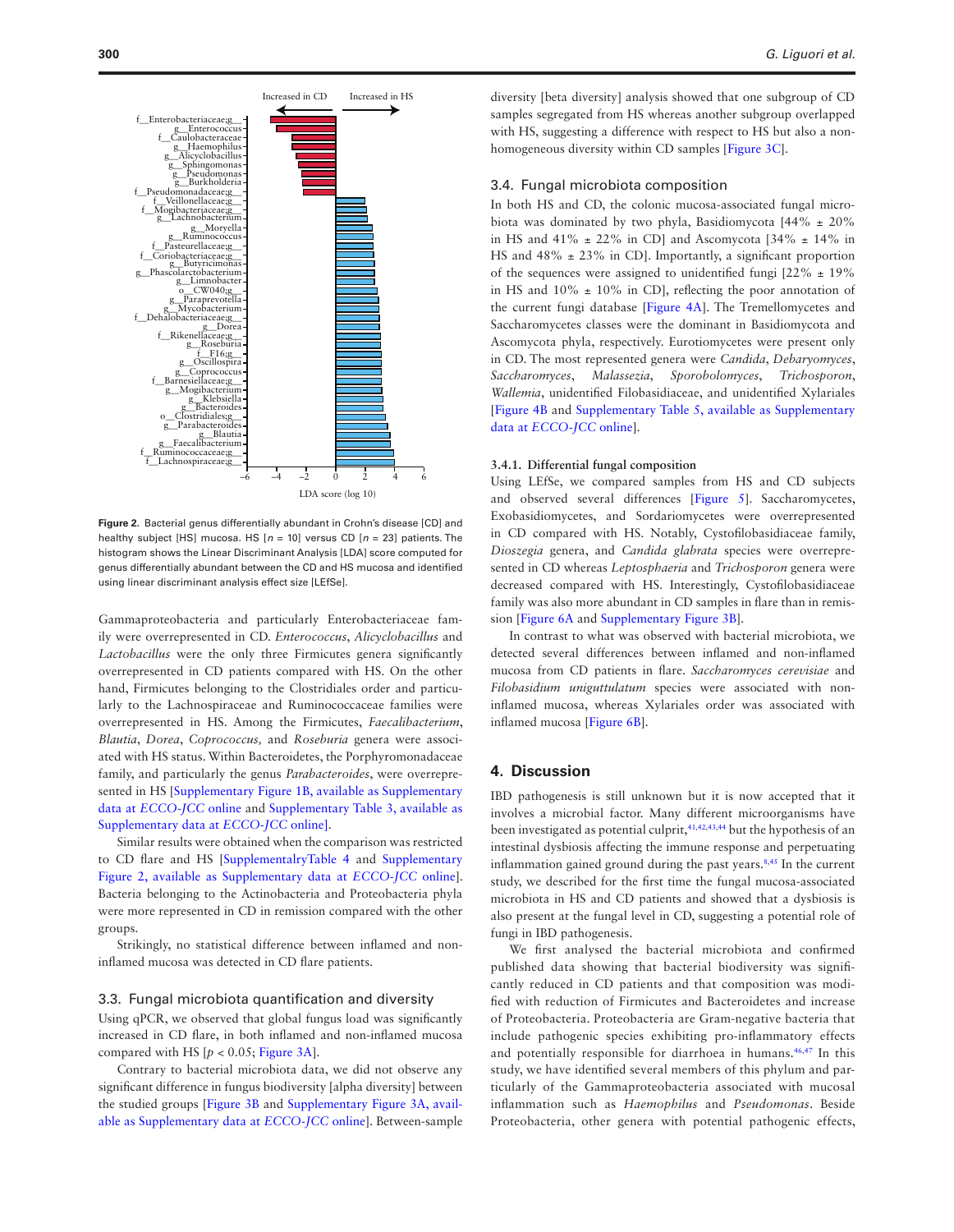Figure 2. Bacterial genus differentially abundant in Crohn's disease [CD] and healthy subject [HS] mucosa. HS [$n$ = 10] versus CD [$n$ = 23] patients. The histogram shows the Linear Discriminant Analysis [LDA] score computed for genus differentially abundant between the CD and HS mucosa and identified using linear discriminant analysis effect size [LEfSe].

Gammaproteobacteria and particularly Enterobacteriaceae family were overrepresented in CD. *Enterococcus*, *Alicyclobacillus* and *Lactobacillus* were the only three Firmicutes genera significantly overrepresented in CD patients compared with HS. On the other hand, Firmicutes belonging to the Clostridiales order and particularly the Lachnospiraceae and Ruminococcaceae families were overrepresented in HS. Among the Firmicutes, *Faecalibacterium*, *Blautia*, *Dorea*, *Coprococcus,* and *Roseburia* genera were associated with HS status. Within Bacteroidetes, the Porphyromonadaceae family, and particularly the genus *Parabacteroides*, were overrepresented in HS [Supplementary Figure 1B, available as Supplementary data at *ECCO-JCC* online and Supplementary Table 3, available as Supplementary data at *ECCO-JCC* online].

Similar results were obtained when the comparison was restricted to CD flare and HS [SupplementaryTable 4 and Supplementary Figure 2, available as Supplementary data at *ECCO-JCC* online]. Bacteria belonging to the Actinobacteria and Proteobacteria phyla were more represented in CD in remission compared with the other groups.

Strikingly, no statistical difference between inflamed and non-inflamed mucosa was detected in CD flare patients.

## 3.3. Fungal microbiota quantification and diversity

Using qPCR, we observed that global fungus load was significantly increased in CD flare, in both inflamed and non-inflamed mucosa compared with HS [$p < 0.05$; Figure 3A].

Contrary to bacterial microbiota data, we did not observe any significant difference in fungus biodiversity [alpha diversity] between the studied groups [Figure 3B and Supplementary Figure 3A, available as Supplementary data at *ECCO-JCC* online]. Between-sample diversity [beta diversity] analysis showed that one subgroup of CD samples segregated from HS whereas another subgroup overlapped with HS, suggesting a difference with respect to HS but also a non-homogeneous diversity within CD samples [Figure 3C].

## 3.4. Fungal microbiota composition

In both HS and CD, the colonic mucosa-associated fungal microbiota was dominated by two phyla, Basidiomycota [44% ± 20% in HS and 41% ± 22% in CD] and Ascomycota [34% ± 14% in HS and 48% ± 23% in CD]. Importantly, a significant proportion of the sequences were assigned to unidentified fungi [22% ± 19% in HS and 10% ± 10% in CD], reflecting the poor annotation of the current fungi database [Figure 4A]. The Tremellomycetes and Saccharomycetes classes were the dominant in Basidiomycota and Ascomycota phyla, respectively. Eurotiomycetes were present only in CD. The most represented genera were *Candida*, *Debaryomyces*, *Saccharomyces*, *Malassezia*, *Sporobolomyces*, *Trichosporon*, *Wallemia*, unidentified Filobasidiaceae, and unidentified Xylariales [Figure 4B and Supplementary Table 5, available as Supplementary data at *ECCO-JCC* online].

### 3.4.1. Differential fungal composition

Using LEfSe, we compared samples from HS and CD subjects and observed several differences [Figure 5]. Saccharomycetes, Exobasidiomycetes, and Sordariomycetes were overrepresented in CD compared with HS. Notably, Cystofilobasidiaceae family, *Dioszegia* genera, and *Candida glabrata* species were overrepresented in CD whereas *Leptosphaeria* and *Trichosporon* genera were decreased compared with HS. Interestingly, Cystofilobasidiaceae family was also more abundant in CD samples in flare than in remission [Figure 6A and Supplementary Figure 3B].

In contrast to what was observed with bacterial microbiota, we detected several differences between inflamed and non-inflamed mucosa from CD patients in flare. *Saccharomyces cerevisiae* and *Filobasidium uniguttulatum* species were associated with non-inflamed mucosa, whereas Xylariales order was associated with inflamed mucosa [Figure 6B].

# 4. Discussion

IBD pathogenesis is still unknown but it is now accepted that it involves a microbial factor. Many different microorganisms have been investigated as potential culprit,[41,42,43,44] but the hypothesis of an intestinal dysbiosis affecting the immune response and perpetuating inflammation gained ground during the past years.[8,45] In the current study, we described for the first time the fungal mucosa-associated microbiota in HS and CD patients and showed that a dysbiosis is also present at the fungal level in CD, suggesting a potential role of fungi in IBD pathogenesis.

We first analysed the bacterial microbiota and confirmed published data showing that bacterial biodiversity was significantly reduced in CD patients and that composition was modified with reduction of Firmicutes and Bacteroidetes and increase of Proteobacteria. Proteobacteria are Gram-negative bacteria that include pathogenic species exhibiting pro-inflammatory effects and potentially responsible for diarrhoea in humans.[46,47] In this study, we have identified several members of this phylum and particularly of the Gammaproteobacteria associated with mucosal inflammation such as *Haemophilus* and *Pseudomonas*. Beside Proteobacteria, other genera with potential pathogenic effects,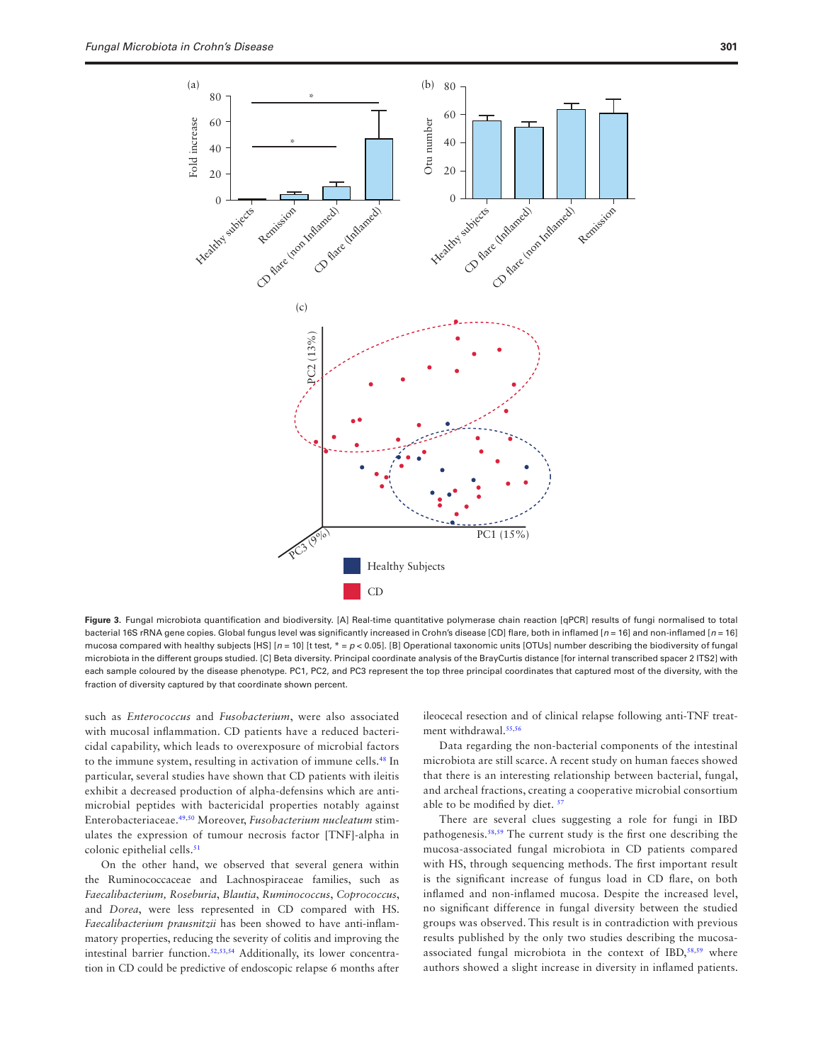**Figure 3.** Fungal microbiota quantification and biodiversity. [A] Real-time quantitative polymerase chain reaction [qPCR] results of fungi normalised to total bacterial 16S rRNA gene copies. Global fungus level was significantly increased in Crohn's disease [CD] flare, both in inflamed [$n = 16$] and non-inflamed [$n = 16$] mucosa compared with healthy subjects [HS] [$n = 10$] [t test, * = $p < 0.05$]. [B] Operational taxonomic units [OTUs] number describing the biodiversity of fungal microbiota in the different groups studied. [C] Beta diversity. Principal coordinate analysis of the BrayCurtis distance [for internal transcribed spacer 2 ITS2] with each sample coloured by the disease phenotype. PC1, PC2, and PC3 represent the top three principal coordinates that captured most of the diversity, with the fraction of diversity captured by that coordinate shown percent.

such as *Enterococcus* and *Fusobacterium*, were also associated with mucosal inflammation. CD patients have a reduced bactericidal capability, which leads to overexposure of microbial factors to the immune system, resulting in activation of immune cells.[48] In particular, several studies have shown that CD patients with ileitis exhibit a decreased production of alpha-defensins which are antimicrobial peptides with bactericidal properties notably against Enterobacteriaceae.[49,50] Moreover, *Fusobacterium nucleatum* stimulates the expression of tumour necrosis factor [TNF]-alpha in colonic epithelial cells.[51]

On the other hand, we observed that several genera within the Ruminococcaceae and Lachnospiraceae families, such as *Faecalibacterium, Roseburia*, *Blautia*, *Ruminococcus*, *Coprococcus*, and *Dorea*, were less represented in CD compared with HS. *Faecalibacterium prausnitzii* has been showed to have anti-inflammatory properties, reducing the severity of colitis and improving the intestinal barrier function.[52,53,54] Additionally, its lower concentration in CD could be predictive of endoscopic relapse 6 months after ileocecal resection and of clinical relapse following anti-TNF treatment withdrawal.[55,56]

Data regarding the non-bacterial components of the intestinal microbiota are still scarce. A recent study on human faeces showed that there is an interesting relationship between bacterial, fungal, and archeal fractions, creating a cooperative microbial consortium able to be modified by diet.[57]

There are several clues suggesting a role for fungi in IBD pathogenesis.[58,59] The current study is the first one describing the mucosa-associated fungal microbiota in CD patients compared with HS, through sequencing methods. The first important result is the significant increase of fungus load in CD flare, on both inflamed and non-inflamed mucosa. Despite the increased level, no significant difference in fungal diversity between the studied groups was observed. This result is in contradiction with previous results published by the only two studies describing the mucosa-associated fungal microbiota in the context of IBD,[58,59] where authors showed a slight increase in diversity in inflamed patients.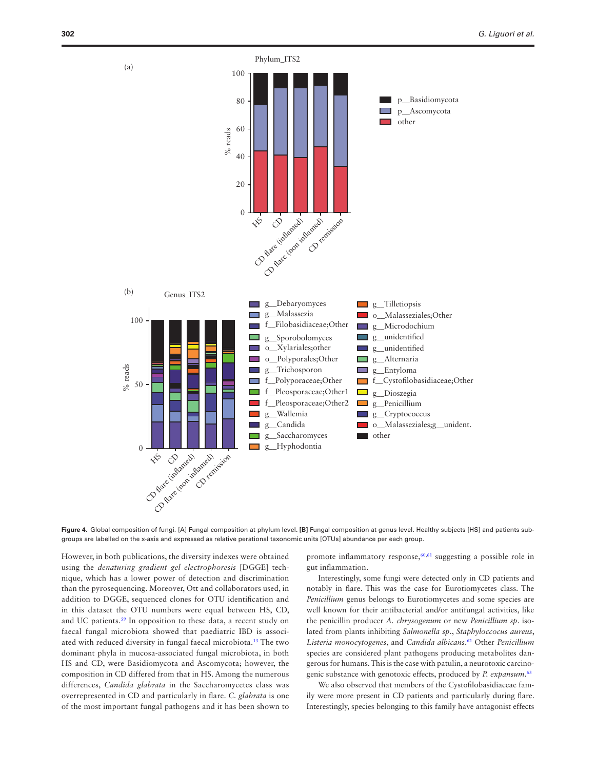Figure 4. Global composition of fungi. [A] Fungal composition at phylum level. **[B]** Fungal composition at genus level. Healthy subjects [HS] and patients subgroups are labelled on the x-axis and expressed as relative perational taxonomic units [OTUs] abundance per each group.

However, in both publications, the diversity indexes were obtained using the *denaturing gradient gel electrophoresis* [DGGE] technique, which has a lower power of detection and discrimination than the pyrosequencing. Moreover, Ott and collaborators used, in addition to DGGE, sequenced clones for OTU identification and in this dataset the OTU numbers were equal between HS, CD, and UC patients.[59] In opposition to these data, a recent study on faecal fungal microbiota showed that paediatric IBD is associated with reduced diversity in fungal faecal microbiota.[13] The two dominant phyla in mucosa-associated fungal microbiota, in both HS and CD, were Basidiomycota and Ascomycota; however, the composition in CD differed from that in HS. Among the numerous differences, *Candida glabrata* in the Saccharomycetes class was overrepresented in CD and particularly in flare. *C. glabrata* is one of the most important fungal pathogens and it has been shown to promote inflammatory response,[60,61] suggesting a possible role in gut inflammation.

Interestingly, some fungi were detected only in CD patients and notably in flare. This was the case for Eurotiomycetes class. The *Penicillium* genus belongs to Eurotiomycetes and some species are well known for their antibacterial and/or antifungal activities, like the penicillin producer *A. chrysogenum* or new *Penicillium sp.* isolated from plants inhibiting *Salmonella sp.*, *Staphyloccocus aureus*, *Listeria monocytogenes*, and *Candida albicans*.[62] Other *Penicillium* species are considered plant pathogens producing metabolites dangerous for humans. This is the case with patulin, a neurotoxic carcinogenic substance with genotoxic effects, produced by *P. expansum*.[63]

We also observed that members of the Cystofilobasidiaceae family were more present in CD patients and particularly during flare. Interestingly, species belonging to this family have antagonist effects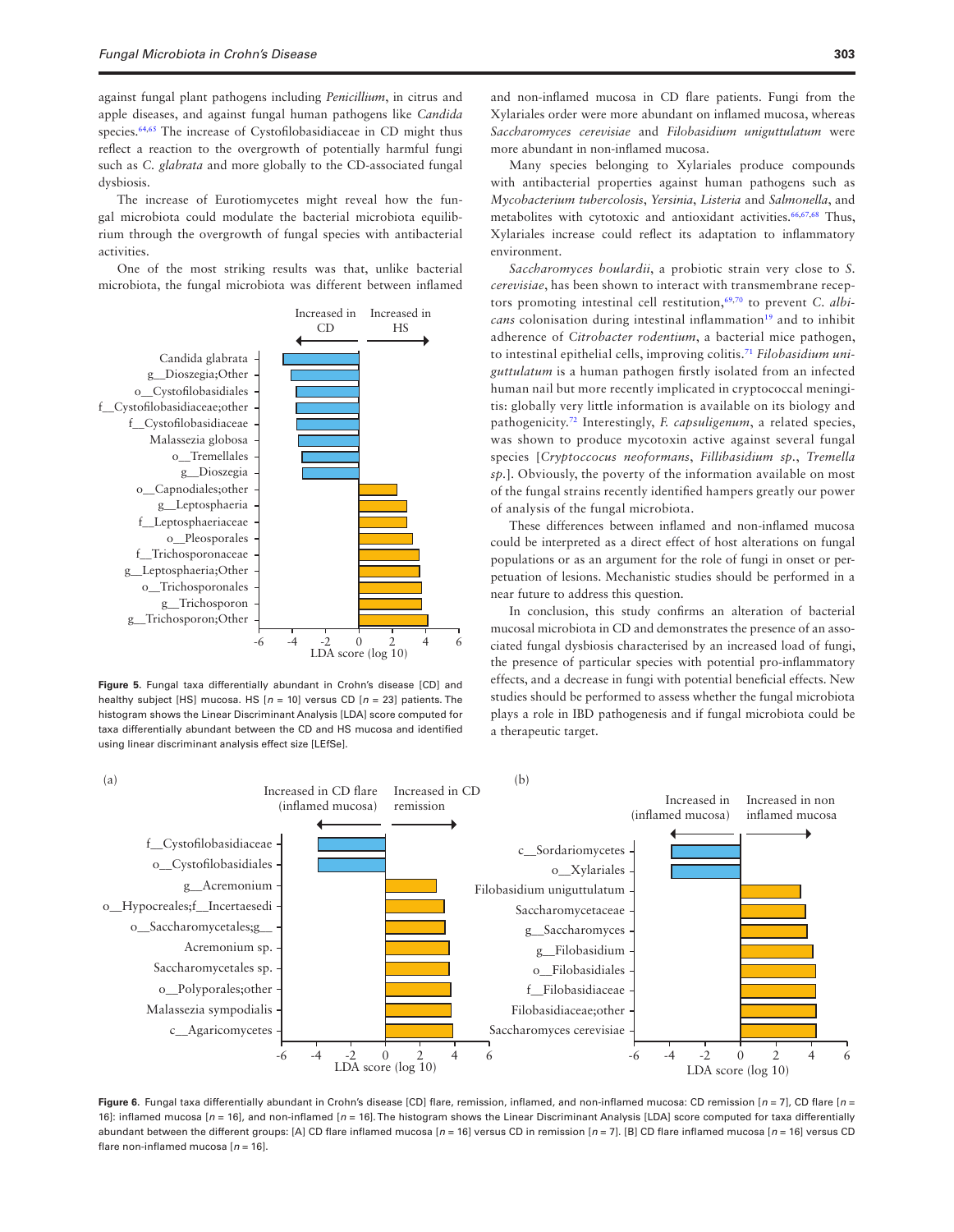against fungal plant pathogens including *Penicillium*, in citrus and apple diseases, and against fungal human pathogens like *Candida* species.[64,65] The increase of Cystofilobasidiaceae in CD might thus reflect a reaction to the overgrowth of potentially harmful fungi such as *C. glabrata* and more globally to the CD-associated fungal dysbiosis.

The increase of Eurotiomycetes might reveal how the fungal microbiota could modulate the bacterial microbiota equilibrium through the overgrowth of fungal species with antibacterial activities.

One of the most striking results was that, unlike bacterial microbiota, the fungal microbiota was different between inflamed and non-inflamed mucosa in CD flare patients. Fungi from the Xylariales order were more abundant on inflamed mucosa, whereas *Saccharomyces cerevisiae* and *Filobasidium uniguttulatum* were more abundant in non-inflamed mucosa.

Many species belonging to Xylariales produce compounds with antibacterial properties against human pathogens such as *Mycobacterium tubercolosis*, *Yersinia*, *Listeria* and *Salmonella*, and metabolites with cytotoxic and antioxidant activities.[66,67,68] Thus, Xylariales increase could reflect its adaptation to inflammatory environment.

*Saccharomyces boulardii*, a probiotic strain very close to *S. cerevisiae*, has been shown to interact with transmembrane receptors promoting intestinal cell restitution,[69,70] to prevent *C. albicans* colonisation during intestinal inflammation[19] and to inhibit adherence of *Citrobacter rodentium*, a bacterial mice pathogen, to intestinal epithelial cells, improving colitis.[71] *Filobasidium uniguttulatum* is a human pathogen firstly isolated from an infected human nail but more recently implicated in cryptococcal meningitis: globally very little information is available on its biology and pathogenicity.[72] Interestingly, *F. capsuligenum*, a related species, was shown to produce mycotoxin active against several fungal species [*Cryptoccocus neoformans*, *Fillibasidium sp.*, *Tremella sp.*]. Obviously, the poverty of the information available on most of the fungal strains recently identified hampers greatly our power of analysis of the fungal microbiota.

These differences between inflamed and non-inflamed mucosa could be interpreted as a direct effect of host alterations on fungal populations or as an argument for the role of fungi in onset or perpetuation of lesions. Mechanistic studies should be performed in a near future to address this question.

In conclusion, this study confirms an alteration of bacterial mucosal microbiota in CD and demonstrates the presence of an associated fungal dysbiosis characterised by an increased load of fungi, the presence of particular species with potential pro-inflammatory effects, and a decrease in fungi with potential beneficial effects. New studies should be performed to assess whether the fungal microbiota plays a role in IBD pathogenesis and if fungal microbiota could be a therapeutic target.

**Figure 5.** Fungal taxa differentially abundant in Crohn's disease [CD] and healthy subject [HS] mucosa. HS [$n = 10$] versus CD [$n = 23$] patients. The histogram shows the Linear Discriminant Analysis [LDA] score computed for taxa differentially abundant between the CD and HS mucosa and identified using linear discriminant analysis effect size [LEfSe].

**Figure 6.** Fungal taxa differentially abundant in Crohn's disease [CD] flare, remission, inflamed, and non-inflamed mucosa: CD remission [$n = 7$], CD flare [$n = 16$]: inflamed mucosa [$n = 16$], and non-inflamed [$n = 16$]. The histogram shows the Linear Discriminant Analysis [LDA] score computed for taxa differentially abundant between the different groups: [A] CD flare inflamed mucosa [$n = 16$] versus CD in remission [$n = 7$]. [B] CD flare inflamed mucosa [$n = 16$] versus CD flare non-inflamed mucosa [$n = 16$].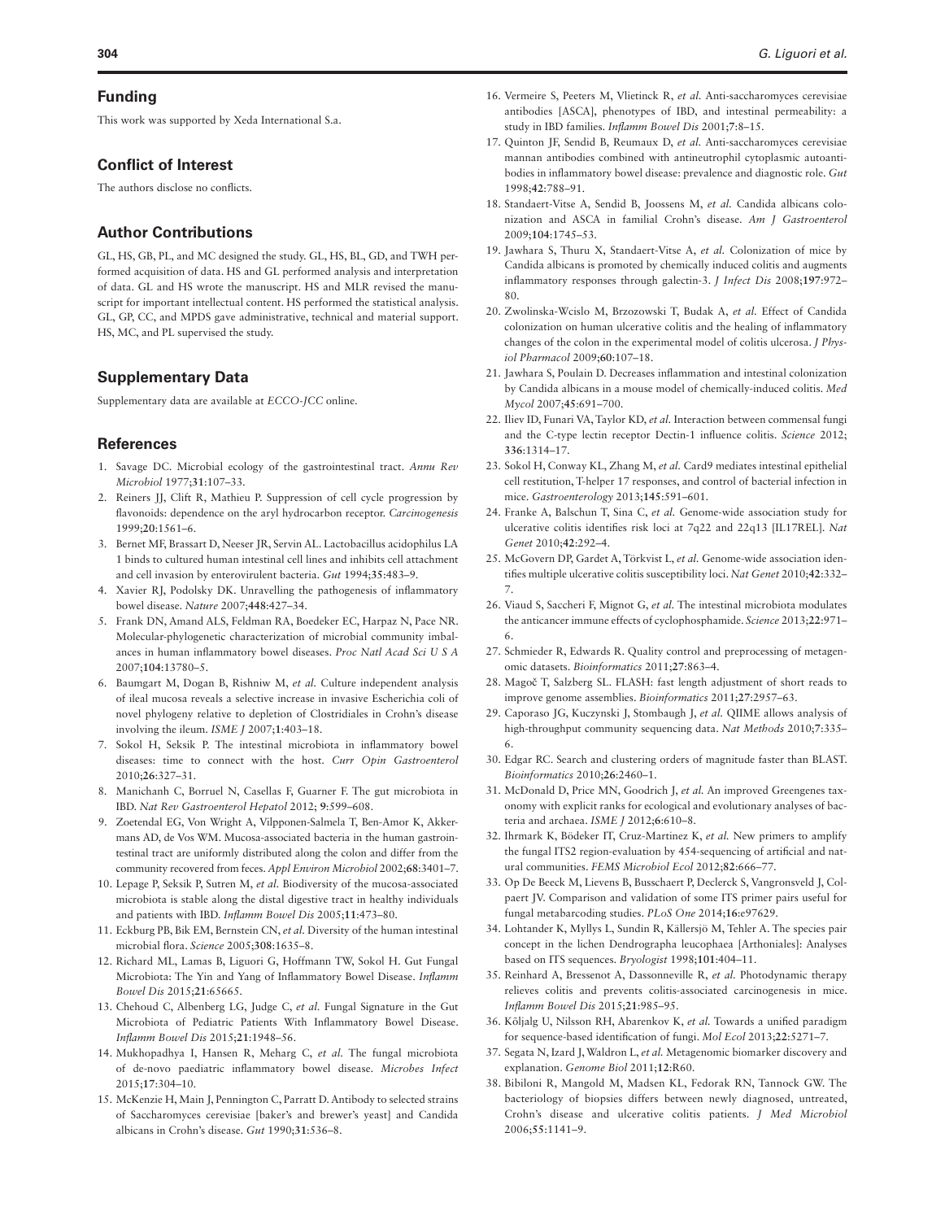## Funding

This work was supported by Xeda International S.a.

## Conflict of Interest

The authors disclose no conflicts.

## Author Contributions

GL, HS, GB, PL, and MC designed the study. GL, HS, BL, GD, and TWH performed acquisition of data. HS and GL performed analysis and interpretation of data. GL and HS wrote the manuscript. HS and MLR revised the manuscript for important intellectual content. HS performed the statistical analysis. GL, GP, CC, and MPDS gave administrative, technical and material support. HS, MC, and PL supervised the study.

## Supplementary Data

Supplementary data are available at *ECCO-JCC* online.

## References

1. Savage DC. Microbial ecology of the gastrointestinal tract. *Annu Rev Microbiol* 1977;**31**:107–33.
2. Reiners JJ, Clift R, Mathieu P. Suppression of cell cycle progression by flavonoids: dependence on the aryl hydrocarbon receptor. *Carcinogenesis* 1999;**20**:1561–6.
3. Bernet MF, Brassart D, Neeser JR, Servin AL. Lactobacillus acidophilus LA 1 binds to cultured human intestinal cell lines and inhibits cell attachment and cell invasion by enterovirulent bacteria. *Gut* 1994;**35**:483–9.
4. Xavier RJ, Podolsky DK. Unravelling the pathogenesis of inflammatory bowel disease. *Nature* 2007;**448**:427–34.
5. Frank DN, Amand ALS, Feldman RA, Boedeker EC, Harpaz N, Pace NR. Molecular-phylogenetic characterization of microbial community imbalances in human inflammatory bowel diseases. *Proc Natl Acad Sci U S A* 2007;**104**:13780–5.
6. Baumgart M, Dogan B, Rishniw M, *et al.* Culture independent analysis of ileal mucosa reveals a selective increase in invasive Escherichia coli of novel phylogeny relative to depletion of Clostridiales in Crohn's disease involving the ileum. *ISME J* 2007;**1**:403–18.
7. Sokol H, Seksik P. The intestinal microbiota in inflammatory bowel diseases: time to connect with the host. *Curr Opin Gastroenterol* 2010;**26**:327–31.
8. Manichanh C, Borruel N, Casellas F, Guarner F. The gut microbiota in IBD. *Nat Rev Gastroenterol Hepatol* 2012; **9**:599–608.
9. Zoetendal EG, Von Wright A, Vilpponen-Salmela T, Ben-Amor K, Akkermans AD, de Vos WM. Mucosa-associated bacteria in the human gastrointestinal tract are uniformly distributed along the colon and differ from the community recovered from feces. *Appl Environ Microbiol* 2002;**68**:3401–7.
10. Lepage P, Seksik P, Sutren M, *et al.* Biodiversity of the mucosa-associated microbiota is stable along the distal digestive tract in healthy individuals and patients with IBD. *Inflamm Bowel Dis* 2005;**11**:473–80.
11. Eckburg PB, Bik EM, Bernstein CN, *et al.* Diversity of the human intestinal microbial flora. *Science* 2005;**308**:1635–8.
12. Richard ML, Lamas B, Liguori G, Hoffmann TW, Sokol H. Gut Fungal Microbiota: The Yin and Yang of Inflammatory Bowel Disease. *Inflamm Bowel Dis* 2015;**21**:65665.
13. Chehoud C, Albenberg LG, Judge C, *et al.* Fungal Signature in the Gut Microbiota of Pediatric Patients With Inflammatory Bowel Disease. *Inflamm Bowel Dis* 2015;**21**:1948–56.
14. Mukhopadhya I, Hansen R, Meharg C, *et al.* The fungal microbiota of de-novo paediatric inflammatory bowel disease. *Microbes Infect* 2015;**17**:304–10.
15. McKenzie H, Main J, Pennington C, Parratt D. Antibody to selected strains of Saccharomyces cerevisiae [baker's and brewer's yeast] and Candida albicans in Crohn's disease. *Gut* 1990;**31**:536–8.
16. Vermeire S, Peeters M, Vlietinck R, *et al.* Anti-saccharomyces cerevisiae antibodies [ASCA], phenotypes of IBD, and intestinal permeability: a study in IBD families. *Inflamm Bowel Dis* 2001;**7**:8–15.
17. Quinton JF, Sendid B, Reumaux D, *et al.* Anti-saccharomyces cerevisiae mannan antibodies combined with antineutrophil cytoplasmic autoantibodies in inflammatory bowel disease: prevalence and diagnostic role. *Gut* 1998;**42**:788–91.
18. Standaert-Vitse A, Sendid B, Joossens M, *et al.* Candida albicans colonization and ASCA in familial Crohn's disease. *Am J Gastroenterol* 2009;**104**:1745–53.
19. Jawhara S, Thuru X, Standaert-Vitse A, *et al.* Colonization of mice by Candida albicans is promoted by chemically induced colitis and augments inflammatory responses through galectin-3. *J Infect Dis* 2008;**197**:972–80.
20. Zwolinska-Wcislo M, Brzozowski T, Budak A, *et al.* Effect of Candida colonization on human ulcerative colitis and the healing of inflammatory changes of the colon in the experimental model of colitis ulcerosa. *J Physiol Pharmacol* 2009;**60**:107–18.
21. Jawhara S, Poulain D. Decreases inflammation and intestinal colonization by Candida albicans in a mouse model of chemically-induced colitis. *Med Mycol* 2007;**45**:691–700.
22. Iliev ID, Funari VA, Taylor KD, *et al.* Interaction between commensal fungi and the C-type lectin receptor Dectin-1 influence colitis. *Science* 2012; **336**:1314–17.
23. Sokol H, Conway KL, Zhang M, *et al.* Card9 mediates intestinal epithelial cell restitution, T-helper 17 responses, and control of bacterial infection in mice. *Gastroenterology* 2013;**145**:591–601.
24. Franke A, Balschun T, Sina C, *et al.* Genome-wide association study for ulcerative colitis identifies risk loci at 7q22 and 22q13 [IL17REL]. *Nat Genet* 2010;**42**:292–4.
25. McGovern DP, Gardet A, Törkvist L, *et al.* Genome-wide association identifies multiple ulcerative colitis susceptibility loci. *Nat Genet* 2010;**42**:332–7.
26. Viaud S, Saccheri F, Mignot G, *et al.* The intestinal microbiota modulates the anticancer immune effects of cyclophosphamide. *Science* 2013;**22**:971–6.
27. Schmieder R, Edwards R. Quality control and preprocessing of metagenomic datasets. *Bioinformatics* 2011;**27**:863–4.
28. Magoč T, Salzberg SL. FLASH: fast length adjustment of short reads to improve genome assemblies. *Bioinformatics* 2011;**27**:2957–63.
29. Caporaso JG, Kuczynski J, Stombaugh J, *et al.* QIIME allows analysis of high-throughput community sequencing data. *Nat Methods* 2010;**7**:335–6.
30. Edgar RC. Search and clustering orders of magnitude faster than BLAST. *Bioinformatics* 2010;**26**:2460–1.
31. McDonald D, Price MN, Goodrich J, *et al.* An improved Greengenes taxonomy with explicit ranks for ecological and evolutionary analyses of bacteria and archaea. *ISME J* 2012;**6**:610–8.
32. Ihrmark K, Bödeker IT, Cruz-Martinez K, *et al.* New primers to amplify the fungal ITS2 region-evaluation by 454-sequencing of artificial and natural communities. *FEMS Microbiol Ecol* 2012;**82**:666–77.
33. Op De Beeck M, Lievens B, Busschaert P, Declerck S, Vangronsveld J, Colpaert JV. Comparison and validation of some ITS primer pairs useful for fungal metabarcoding studies. *PLoS One* 2014;**16**:e97629.
34. Lohtander K, Myllys L, Sundin R, Källersjö M, Tehler A. The species pair concept in the lichen Dendrographa leucophaea [Arthoniales]: Analyses based on ITS sequences. *Bryologist* 1998;**101**:404–11.
35. Reinhard A, Bressenot A, Dassonneville R, *et al.* Photodynamic therapy relieves colitis and prevents colitis-associated carcinogenesis in mice. *Inflamm Bowel Dis* 2015;**21**:985–95.
36. Kõljalg U, Nilsson RH, Abarenkov K, *et al.* Towards a unified paradigm for sequence-based identification of fungi. *Mol Ecol* 2013;**22**:5271–7.
37. Segata N, Izard J, Waldron L, *et al.* Metagenomic biomarker discovery and explanation. *Genome Biol* 2011;**12**:R60.
38. Bibiloni R, Mangold M, Madsen KL, Fedorak RN, Tannock GW. The bacteriology of biopsies differs between newly diagnosed, untreated, Crohn's disease and ulcerative colitis patients. *J Med Microbiol* 2006;**55**:1141–9.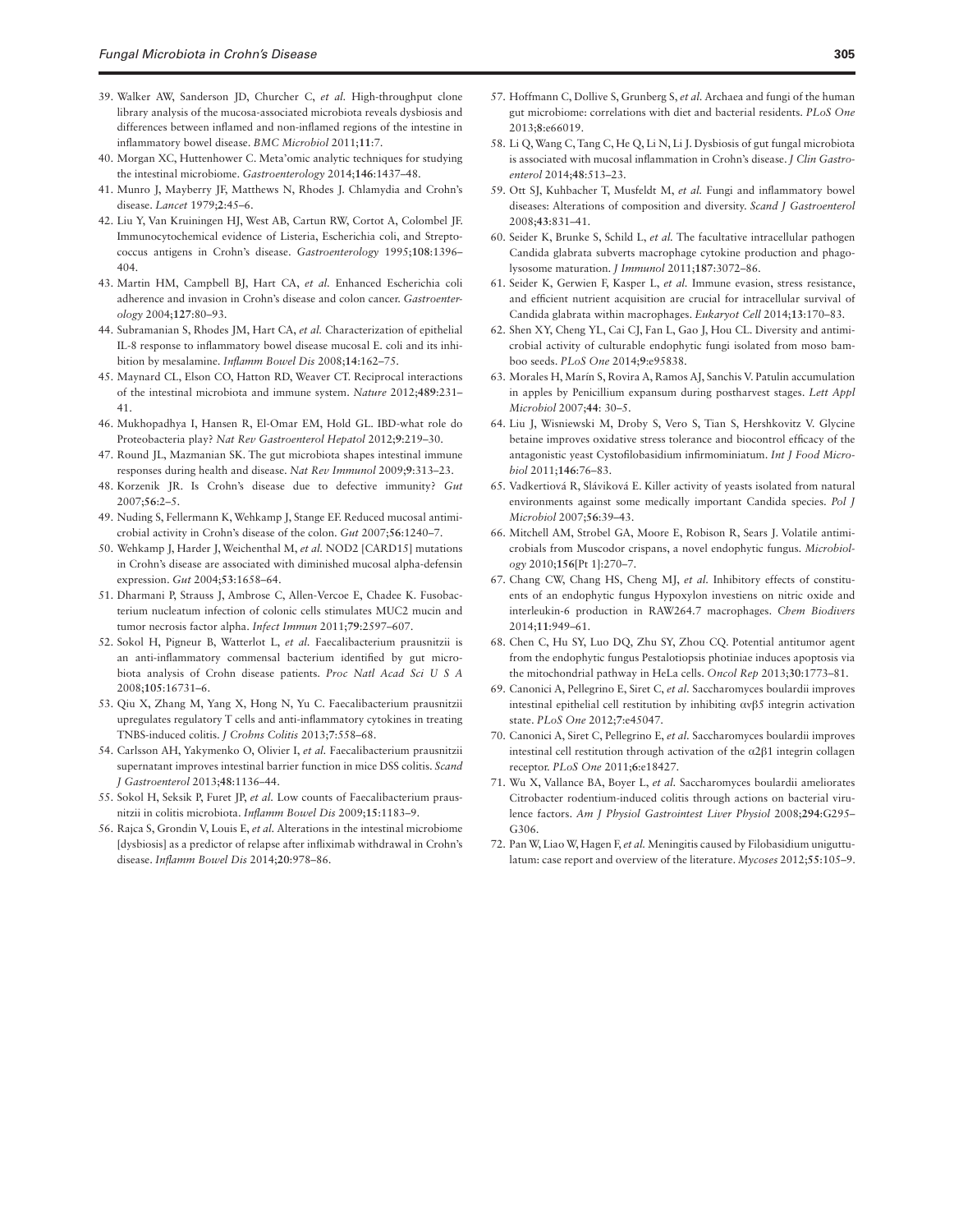39. Walker AW, Sanderson JD, Churcher C, *et al.* High-throughput clone library analysis of the mucosa-associated microbiota reveals dysbiosis and differences between inflamed and non-inflamed regions of the intestine in inflammatory bowel disease. *BMC Microbiol* 2011;**11**:7.
40. Morgan XC, Huttenhower C. Meta'omic analytic techniques for studying the intestinal microbiome. *Gastroenterology* 2014;**146**:1437–48.
41. Munro J, Mayberry JF, Matthews N, Rhodes J. Chlamydia and Crohn's disease. *Lancet* 1979;**2**:45–6.
42. Liu Y, Van Kruiningen HJ, West AB, Cartun RW, Cortot A, Colombel JF. Immunocytochemical evidence of Listeria, Escherichia coli, and Streptococcus antigens in Crohn's disease. *Gastroenterology* 1995;**108**:1396–404.
43. Martin HM, Campbell BJ, Hart CA, *et al.* Enhanced Escherichia coli adherence and invasion in Crohn's disease and colon cancer. *Gastroenterology* 2004;**127**:80–93.
44. Subramanian S, Rhodes JM, Hart CA, *et al.* Characterization of epithelial IL-8 response to inflammatory bowel disease mucosal E. coli and its inhibition by mesalamine. *Inflamm Bowel Dis* 2008;**14**:162–75.
45. Maynard CL, Elson CO, Hatton RD, Weaver CT. Reciprocal interactions of the intestinal microbiota and immune system. *Nature* 2012;**489**:231–41.
46. Mukhopadhya I, Hansen R, El-Omar EM, Hold GL. IBD-what role do Proteobacteria play? *Nat Rev Gastroenterol Hepatol* 2012;**9**:219–30.
47. Round JL, Mazmanian SK. The gut microbiota shapes intestinal immune responses during health and disease. *Nat Rev Immunol* 2009;**9**:313–23.
48. Korzenik JR. Is Crohn's disease due to defective immunity? *Gut* 2007;**56**:2–5.
49. Nuding S, Fellermann K, Wehkamp J, Stange EF. Reduced mucosal antimicrobial activity in Crohn's disease of the colon. *Gut* 2007;**56**:1240–7.
50. Wehkamp J, Harder J, Weichenthal M, *et al.* NOD2 [CARD15] mutations in Crohn's disease are associated with diminished mucosal alpha-defensin expression. *Gut* 2004;**53**:1658–64.
51. Dharmani P, Strauss J, Ambrose C, Allen-Vercoe E, Chadee K. Fusobacterium nucleatum infection of colonic cells stimulates MUC2 mucin and tumor necrosis factor alpha. *Infect Immun* 2011;**79**:2597–607.
52. Sokol H, Pigneur B, Watterlot L, *et al.* Faecalibacterium prausnitzii is an anti-inflammatory commensal bacterium identified by gut microbiota analysis of Crohn disease patients. *Proc Natl Acad Sci U S A* 2008;**105**:16731–6.
53. Qiu X, Zhang M, Yang X, Hong N, Yu C. Faecalibacterium prausnitzii upregulates regulatory T cells and anti-inflammatory cytokines in treating TNBS-induced colitis. *J Crohns Colitis* 2013;**7**:558–68.
54. Carlsson AH, Yakymenko O, Olivier I, *et al.* Faecalibacterium prausnitzii supernatant improves intestinal barrier function in mice DSS colitis. *Scand J Gastroenterol* 2013;**48**:1136–44.
55. Sokol H, Seksik P, Furet JP, *et al.* Low counts of Faecalibacterium prausnitzii in colitis microbiota. *Inflamm Bowel Dis* 2009;**15**:1183–9.
56. Rajca S, Grondin V, Louis E, *et al.* Alterations in the intestinal microbiome [dysbiosis] as a predictor of relapse after infliximab withdrawal in Crohn's disease. *Inflamm Bowel Dis* 2014;**20**:978–86.
57. Hoffmann C, Dollive S, Grunberg S, *et al.* Archaea and fungi of the human gut microbiome: correlations with diet and bacterial residents. *PLoS One* 2013;**8**:e66019.
58. Li Q, Wang C, Tang C, He Q, Li N, Li J. Dysbiosis of gut fungal microbiota is associated with mucosal inflammation in Crohn's disease. *J Clin Gastroenterol* 2014;**48**:513–23.
59. Ott SJ, Kuhbacher T, Musfeldt M, *et al.* Fungi and inflammatory bowel diseases: Alterations of composition and diversity. *Scand J Gastroenterol* 2008;**43**:831–41.
60. Seider K, Brunke S, Schild L, *et al.* The facultative intracellular pathogen Candida glabrata subverts macrophage cytokine production and phagolysosome maturation. *J Immunol* 2011;**187**:3072–86.
61. Seider K, Gerwien F, Kasper L, *et al.* Immune evasion, stress resistance, and efficient nutrient acquisition are crucial for intracellular survival of Candida glabrata within macrophages. *Eukaryot Cell* 2014;**13**:170–83.
62. Shen XY, Cheng YL, Cai CJ, Fan L, Gao J, Hou CL. Diversity and antimicrobial activity of culturable endophytic fungi isolated from moso bamboo seeds. *PLoS One* 2014;**9**:e95838.
63. Morales H, Marín S, Rovira A, Ramos AJ, Sanchis V. Patulin accumulation in apples by Penicillium expansum during postharvest stages. *Lett Appl Microbiol* 2007;**44**: 30–5.
64. Liu J, Wisniewski M, Droby S, Vero S, Tian S, Hershkovitz V. Glycine betaine improves oxidative stress tolerance and biocontrol efficacy of the antagonistic yeast Cystofilobasidium infirmominiatum. *Int J Food Microbiol* 2011;**146**:76–83.
65. Vadkertiová R, Sláviková E. Killer activity of yeasts isolated from natural environments against some medically important Candida species. *Pol J Microbiol* 2007;**56**:39–43.
66. Mitchell AM, Strobel GA, Moore E, Robison R, Sears J. Volatile antimicrobials from Muscodor crispans, a novel endophytic fungus. *Microbiology* 2010;**156**[Pt 1]:270–7.
67. Chang CW, Chang HS, Cheng MJ, *et al.* Inhibitory effects of constituents of an endophytic fungus Hypoxylon investiens on nitric oxide and interleukin-6 production in RAW264.7 macrophages. *Chem Biodivers* 2014;**11**:949–61.
68. Chen C, Hu SY, Luo DQ, Zhu SY, Zhou CQ. Potential antitumor agent from the endophytic fungus Pestalotiopsis photiniae induces apoptosis via the mitochondrial pathway in HeLa cells. *Oncol Rep* 2013;**30**:1773–81.
69. Canonici A, Pellegrino E, Siret C, *et al.* Saccharomyces boulardii improves intestinal epithelial cell restitution by inhibiting $\alpha v\beta 5$ integrin activation state. *PLoS One* 2012;**7**:e45047.
70. Canonici A, Siret C, Pellegrino E, *et al.* Saccharomyces boulardii improves intestinal cell restitution through activation of the $\alpha 2\beta 1$ integrin collagen receptor. *PLoS One* 2011;**6**:e18427.
71. Wu X, Vallance BA, Boyer L, *et al.* Saccharomyces boulardii ameliorates Citrobacter rodentium-induced colitis through actions on bacterial virulence factors. *Am J Physiol Gastrointest Liver Physiol* 2008;**294**:G295–G306.
72. Pan W, Liao W, Hagen F, *et al.* Meningitis caused by Filobasidium uniguttulatum: case report and overview of the literature. *Mycoses* 2012;**55**:105–9.